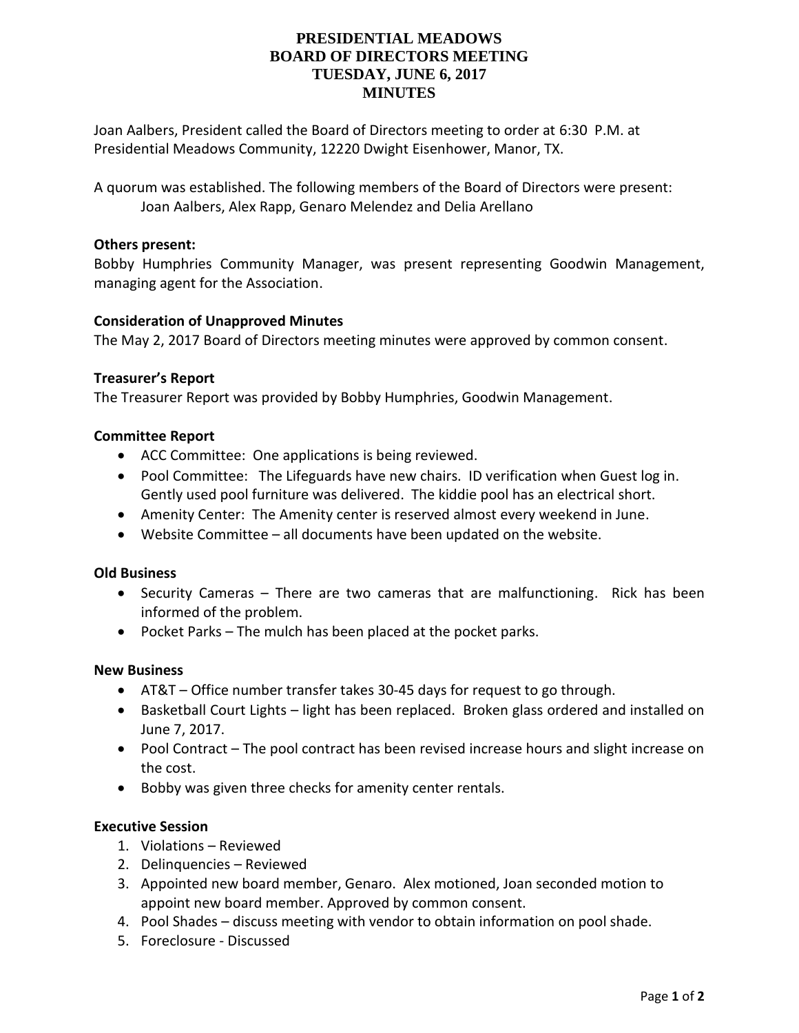# PRESIDENTIAL MEADOWS
# BOARD OF DIRECTORS MEETING
# TUESDAY, JUNE 6, 2017
# MINUTES

Joan Aalbers, President called the Board of Directors meeting to order at 6:30 P.M. at Presidential Meadows Community, 12220 Dwight Eisenhower, Manor, TX.

A quorum was established. The following members of the Board of Directors were present:
Joan Aalbers, Alex Rapp, Genaro Melendez and Delia Arellano

**Others present:**
Bobby Humphries Community Manager, was present representing Goodwin Management, managing agent for the Association.

**Consideration of Unapproved Minutes**
The May 2, 2017 Board of Directors meeting minutes were approved by common consent.

**Treasurer's Report**
The Treasurer Report was provided by Bobby Humphries, Goodwin Management.

**Committee Report**

- ACC Committee: One applications is being reviewed.
- Pool Committee: The Lifeguards have new chairs. ID verification when Guest log in. Gently used pool furniture was delivered. The kiddie pool has an electrical short.
- Amenity Center: The Amenity center is reserved almost every weekend in June.
- Website Committee – all documents have been updated on the website.

**Old Business**

- Security Cameras – There are two cameras that are malfunctioning. Rick has been informed of the problem.
- Pocket Parks – The mulch has been placed at the pocket parks.

**New Business**

- AT&T – Office number transfer takes 30-45 days for request to go through.
- Basketball Court Lights – light has been replaced. Broken glass ordered and installed on June 7, 2017.
- Pool Contract – The pool contract has been revised increase hours and slight increase on the cost.
- Bobby was given three checks for amenity center rentals.

**Executive Session**

1. Violations – Reviewed
2. Delinquencies – Reviewed
3. Appointed new board member, Genaro. Alex motioned, Joan seconded motion to appoint new board member. Approved by common consent.
4. Pool Shades – discuss meeting with vendor to obtain information on pool shade.
5. Foreclosure - Discussed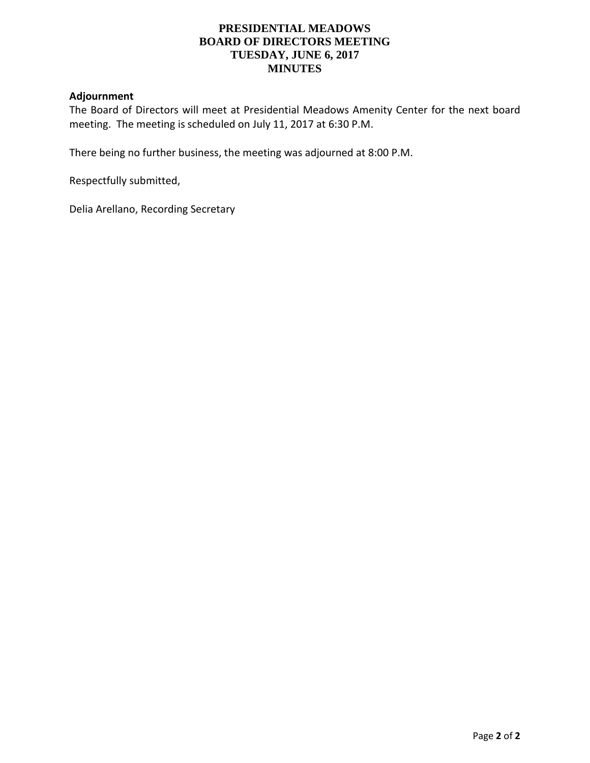## Adjournment

The Board of Directors will meet at Presidential Meadows Amenity Center for the next board meeting. The meeting is scheduled on July 11, 2017 at 6:30 P.M.

There being no further business, the meeting was adjourned at 8:00 P.M.

Respectfully submitted,

Delia Arellano, Recording Secretary